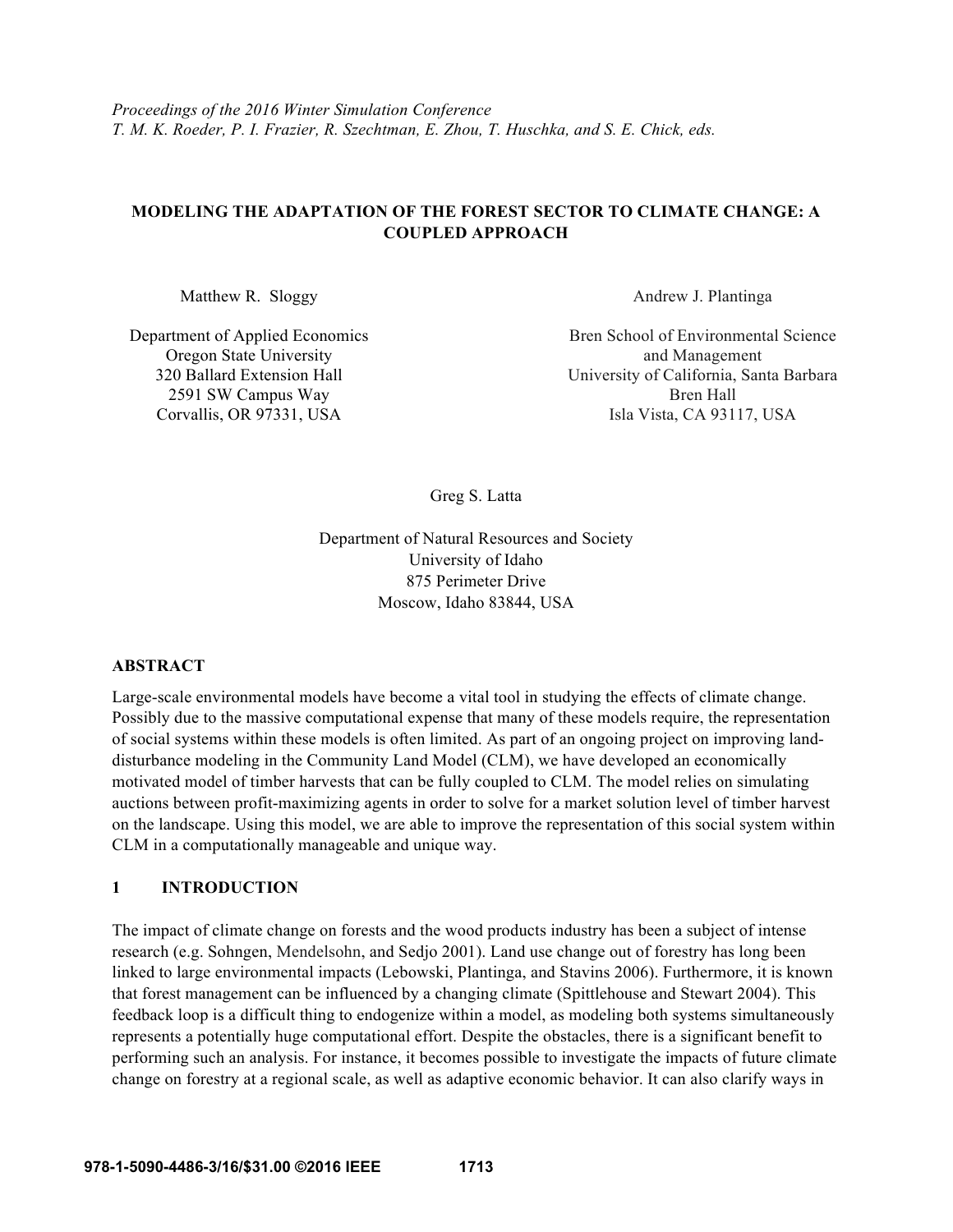*Proceedings of the 2016 Winter Simulation Conference*
*T. M. K. Roeder, P. I. Frazier, R. Szechtman, E. Zhou, T. Huschka, and S. E. Chick, eds.*

# MODELING THE ADAPTATION OF THE FOREST SECTOR TO CLIMATE CHANGE: A COUPLED APPROACH

Matthew R. Sloggy

Department of Applied Economics
Oregon State University
320 Ballard Extension Hall
2591 SW Campus Way
Corvallis, OR 97331, USA

Andrew J. Plantinga

Bren School of Environmental Science and Management
University of California, Santa Barbara
Bren Hall
Isla Vista, CA 93117, USA

Greg S. Latta

Department of Natural Resources and Society
University of Idaho
875 Perimeter Drive
Moscow, Idaho 83844, USA

## ABSTRACT

Large-scale environmental models have become a vital tool in studying the effects of climate change. Possibly due to the massive computational expense that many of these models require, the representation of social systems within these models is often limited. As part of an ongoing project on improving land-disturbance modeling in the Community Land Model (CLM), we have developed an economically motivated model of timber harvests that can be fully coupled to CLM. The model relies on simulating auctions between profit-maximizing agents in order to solve for a market solution level of timber harvest on the landscape. Using this model, we are able to improve the representation of this social system within CLM in a computationally manageable and unique way.

## 1 INTRODUCTION

The impact of climate change on forests and the wood products industry has been a subject of intense research (e.g. Sohngen, Mendelsohn, and Sedjo 2001). Land use change out of forestry has long been linked to large environmental impacts (Lebowski, Plantinga, and Stavins 2006). Furthermore, it is known that forest management can be influenced by a changing climate (Spittlehouse and Stewart 2004). This feedback loop is a difficult thing to endogenize within a model, as modeling both systems simultaneously represents a potentially huge computational effort. Despite the obstacles, there is a significant benefit to performing such an analysis. For instance, it becomes possible to investigate the impacts of future climate change on forestry at a regional scale, as well as adaptive economic behavior. It can also clarify ways in

978-1-5090-4486-3/16/$31.00 ©2016 IEEE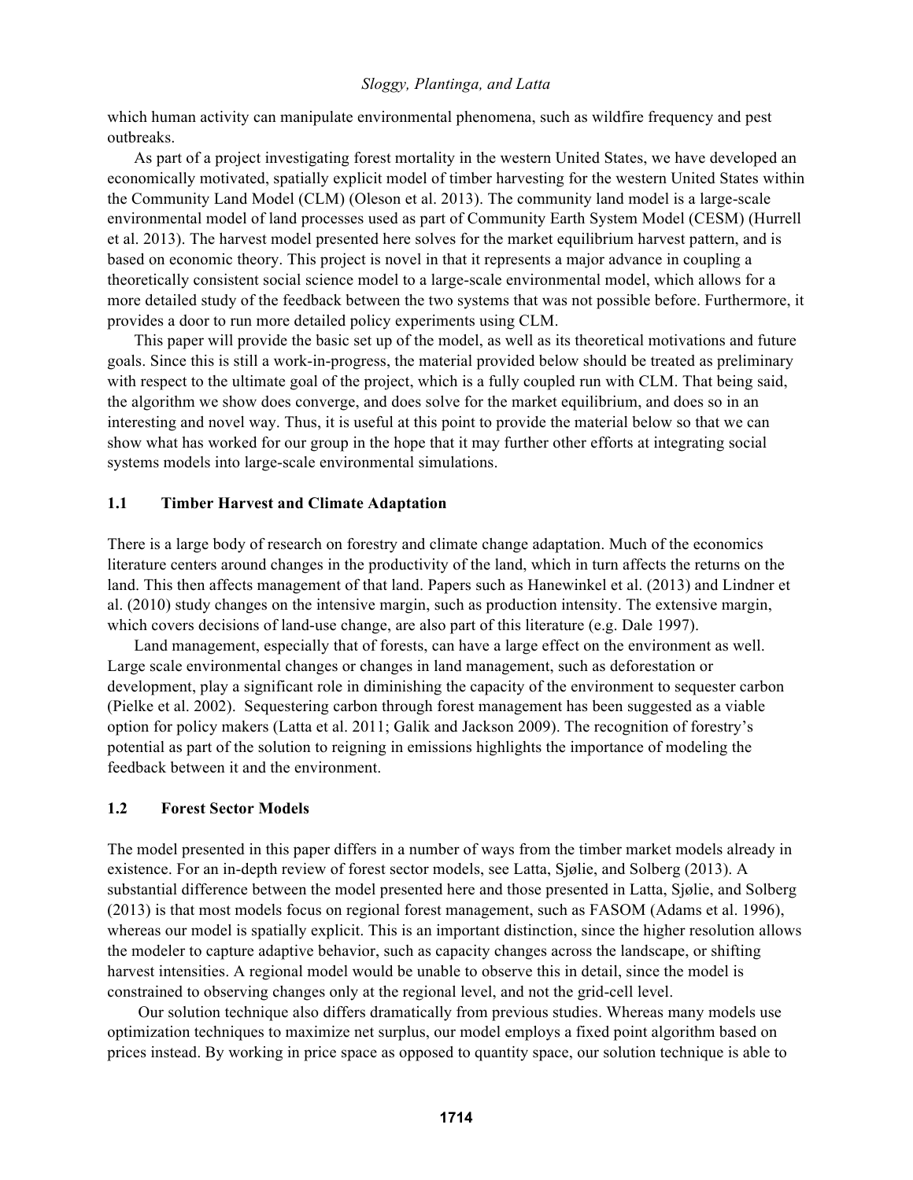which human activity can manipulate environmental phenomena, such as wildfire frequency and pest outbreaks.

As part of a project investigating forest mortality in the western United States, we have developed an economically motivated, spatially explicit model of timber harvesting for the western United States within the Community Land Model (CLM) (Oleson et al. 2013). The community land model is a large-scale environmental model of land processes used as part of Community Earth System Model (CESM) (Hurrell et al. 2013). The harvest model presented here solves for the market equilibrium harvest pattern, and is based on economic theory. This project is novel in that it represents a major advance in coupling a theoretically consistent social science model to a large-scale environmental model, which allows for a more detailed study of the feedback between the two systems that was not possible before. Furthermore, it provides a door to run more detailed policy experiments using CLM.

This paper will provide the basic set up of the model, as well as its theoretical motivations and future goals. Since this is still a work-in-progress, the material provided below should be treated as preliminary with respect to the ultimate goal of the project, which is a fully coupled run with CLM. That being said, the algorithm we show does converge, and does solve for the market equilibrium, and does so in an interesting and novel way. Thus, it is useful at this point to provide the material below so that we can show what has worked for our group in the hope that it may further other efforts at integrating social systems models into large-scale environmental simulations.

### 1.1 Timber Harvest and Climate Adaptation

There is a large body of research on forestry and climate change adaptation. Much of the economics literature centers around changes in the productivity of the land, which in turn affects the returns on the land. This then affects management of that land. Papers such as Hanewinkel et al. (2013) and Lindner et al. (2010) study changes on the intensive margin, such as production intensity. The extensive margin, which covers decisions of land-use change, are also part of this literature (e.g. Dale 1997).

Land management, especially that of forests, can have a large effect on the environment as well. Large scale environmental changes or changes in land management, such as deforestation or development, play a significant role in diminishing the capacity of the environment to sequester carbon (Pielke et al. 2002). Sequestering carbon through forest management has been suggested as a viable option for policy makers (Latta et al. 2011; Galik and Jackson 2009). The recognition of forestry's potential as part of the solution to reigning in emissions highlights the importance of modeling the feedback between it and the environment.

### 1.2 Forest Sector Models

The model presented in this paper differs in a number of ways from the timber market models already in existence. For an in-depth review of forest sector models, see Latta, Sjølie, and Solberg (2013). A substantial difference between the model presented here and those presented in Latta, Sjølie, and Solberg (2013) is that most models focus on regional forest management, such as FASOM (Adams et al. 1996), whereas our model is spatially explicit. This is an important distinction, since the higher resolution allows the modeler to capture adaptive behavior, such as capacity changes across the landscape, or shifting harvest intensities. A regional model would be unable to observe this in detail, since the model is constrained to observing changes only at the regional level, and not the grid-cell level.

Our solution technique also differs dramatically from previous studies. Whereas many models use optimization techniques to maximize net surplus, our model employs a fixed point algorithm based on prices instead. By working in price space as opposed to quantity space, our solution technique is able to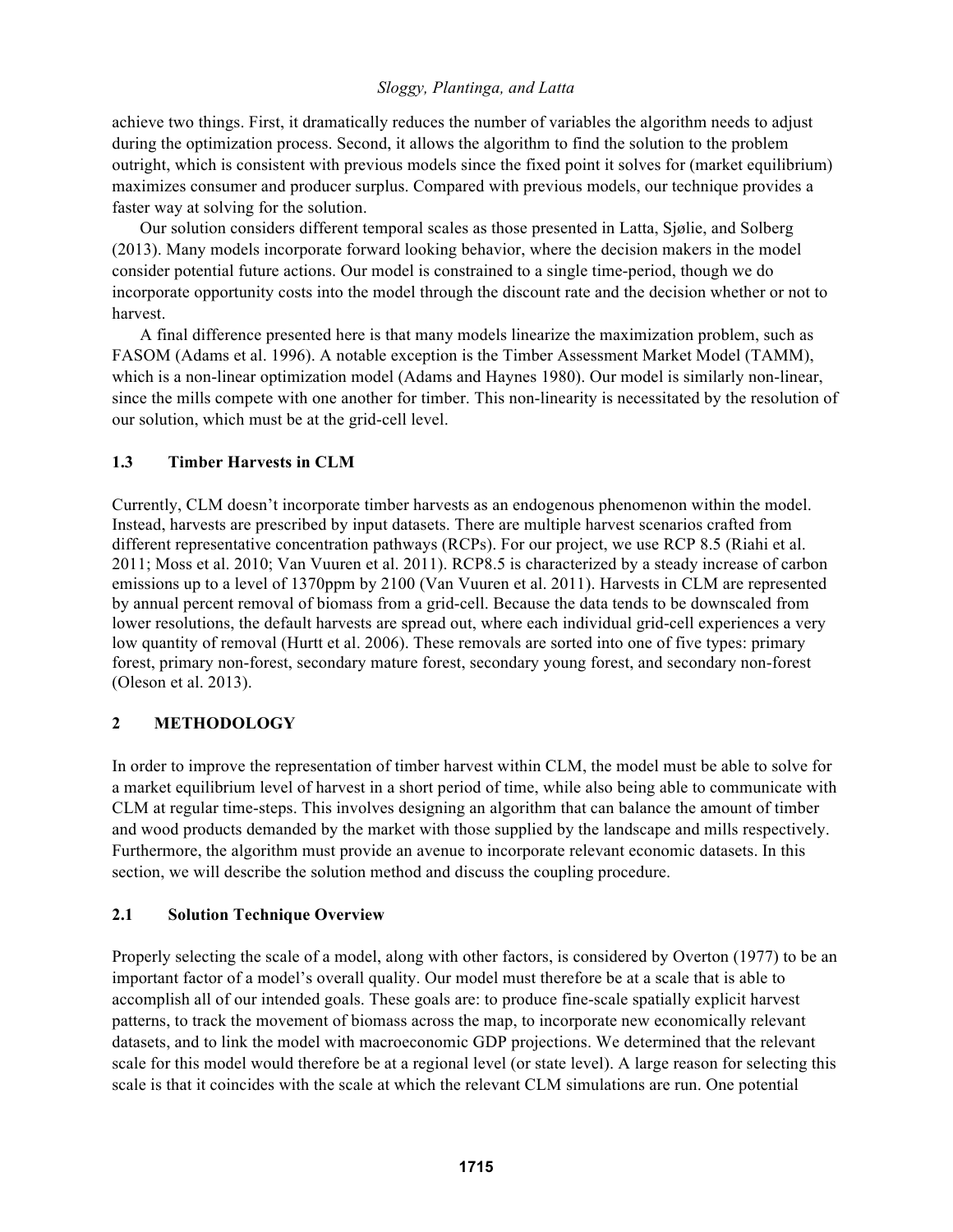achieve two things. First, it dramatically reduces the number of variables the algorithm needs to adjust during the optimization process. Second, it allows the algorithm to find the solution to the problem outright, which is consistent with previous models since the fixed point it solves for (market equilibrium) maximizes consumer and producer surplus. Compared with previous models, our technique provides a faster way at solving for the solution.

Our solution considers different temporal scales as those presented in Latta, Sjølie, and Solberg (2013). Many models incorporate forward looking behavior, where the decision makers in the model consider potential future actions. Our model is constrained to a single time-period, though we do incorporate opportunity costs into the model through the discount rate and the decision whether or not to harvest.

A final difference presented here is that many models linearize the maximization problem, such as FASOM (Adams et al. 1996). A notable exception is the Timber Assessment Market Model (TAMM), which is a non-linear optimization model (Adams and Haynes 1980). Our model is similarly non-linear, since the mills compete with one another for timber. This non-linearity is necessitated by the resolution of our solution, which must be at the grid-cell level.

### 1.3 Timber Harvests in CLM

Currently, CLM doesn't incorporate timber harvests as an endogenous phenomenon within the model. Instead, harvests are prescribed by input datasets. There are multiple harvest scenarios crafted from different representative concentration pathways (RCPs). For our project, we use RCP 8.5 (Riahi et al. 2011; Moss et al. 2010; Van Vuuren et al. 2011). RCP8.5 is characterized by a steady increase of carbon emissions up to a level of 1370ppm by 2100 (Van Vuuren et al. 2011). Harvests in CLM are represented by annual percent removal of biomass from a grid-cell. Because the data tends to be downscaled from lower resolutions, the default harvests are spread out, where each individual grid-cell experiences a very low quantity of removal (Hurtt et al. 2006). These removals are sorted into one of five types: primary forest, primary non-forest, secondary mature forest, secondary young forest, and secondary non-forest (Oleson et al. 2013).

## 2 METHODOLOGY

In order to improve the representation of timber harvest within CLM, the model must be able to solve for a market equilibrium level of harvest in a short period of time, while also being able to communicate with CLM at regular time-steps. This involves designing an algorithm that can balance the amount of timber and wood products demanded by the market with those supplied by the landscape and mills respectively. Furthermore, the algorithm must provide an avenue to incorporate relevant economic datasets. In this section, we will describe the solution method and discuss the coupling procedure.

### 2.1 Solution Technique Overview

Properly selecting the scale of a model, along with other factors, is considered by Overton (1977) to be an important factor of a model's overall quality. Our model must therefore be at a scale that is able to accomplish all of our intended goals. These goals are: to produce fine-scale spatially explicit harvest patterns, to track the movement of biomass across the map, to incorporate new economically relevant datasets, and to link the model with macroeconomic GDP projections. We determined that the relevant scale for this model would therefore be at a regional level (or state level). A large reason for selecting this scale is that it coincides with the scale at which the relevant CLM simulations are run. One potential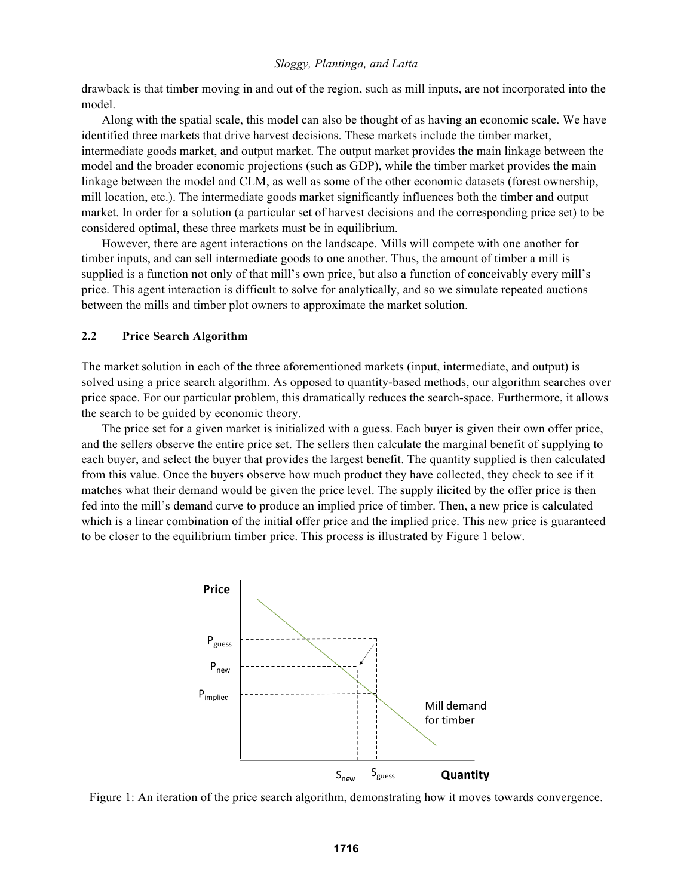drawback is that timber moving in and out of the region, such as mill inputs, are not incorporated into the model.

Along with the spatial scale, this model can also be thought of as having an economic scale. We have identified three markets that drive harvest decisions. These markets include the timber market, intermediate goods market, and output market. The output market provides the main linkage between the model and the broader economic projections (such as GDP), while the timber market provides the main linkage between the model and CLM, as well as some of the other economic datasets (forest ownership, mill location, etc.). The intermediate goods market significantly influences both the timber and output market. In order for a solution (a particular set of harvest decisions and the corresponding price set) to be considered optimal, these three markets must be in equilibrium.

However, there are agent interactions on the landscape. Mills will compete with one another for timber inputs, and can sell intermediate goods to one another. Thus, the amount of timber a mill is supplied is a function not only of that mill's own price, but also a function of conceivably every mill's price. This agent interaction is difficult to solve for analytically, and so we simulate repeated auctions between the mills and timber plot owners to approximate the market solution.

### 2.2 Price Search Algorithm

The market solution in each of the three aforementioned markets (input, intermediate, and output) is solved using a price search algorithm. As opposed to quantity-based methods, our algorithm searches over price space. For our particular problem, this dramatically reduces the search-space. Furthermore, it allows the search to be guided by economic theory.

The price set for a given market is initialized with a guess. Each buyer is given their own offer price, and the sellers observe the entire price set. The sellers then calculate the marginal benefit of supplying to each buyer, and select the buyer that provides the largest benefit. The quantity supplied is then calculated from this value. Once the buyers observe how much product they have collected, they check to see if it matches what their demand would be given the price level. The supply ilicited by the offer price is then fed into the mill's demand curve to produce an implied price of timber. Then, a new price is calculated which is a linear combination of the initial offer price and the implied price. This new price is guaranteed to be closer to the equilibrium timber price. This process is illustrated by Figure 1 below.

Price

$P_{guess}$

$P_{new}$

$P_{implied}$

Mill demand for timber

$S_{new}$

$S_{guess}$

Quantity

Figure 1: An iteration of the price search algorithm, demonstrating how it moves towards convergence.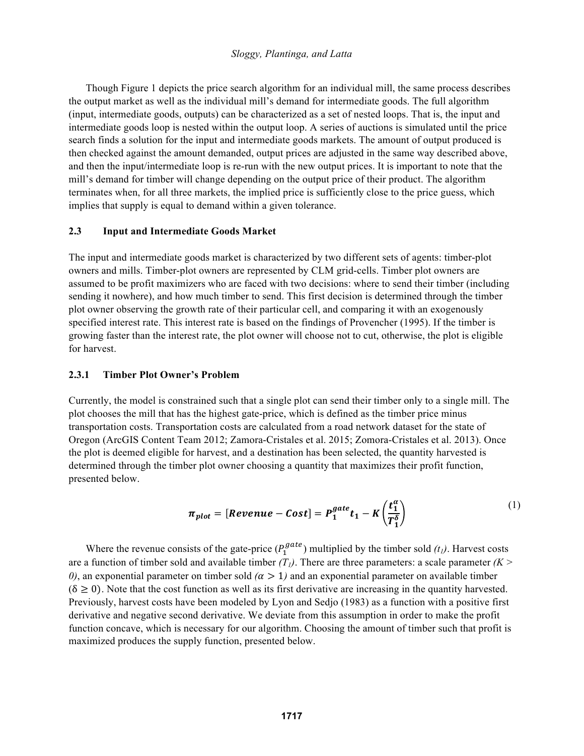Though Figure 1 depicts the price search algorithm for an individual mill, the same process describes the output market as well as the individual mill's demand for intermediate goods. The full algorithm (input, intermediate goods, outputs) can be characterized as a set of nested loops. That is, the input and intermediate goods loop is nested within the output loop. A series of auctions is simulated until the price search finds a solution for the input and intermediate goods markets. The amount of output produced is then checked against the amount demanded, output prices are adjusted in the same way described above, and then the input/intermediate loop is re-run with the new output prices. It is important to note that the mill's demand for timber will change depending on the output price of their product. The algorithm terminates when, for all three markets, the implied price is sufficiently close to the price guess, which implies that supply is equal to demand within a given tolerance.

## 2.3 Input and Intermediate Goods Market

The input and intermediate goods market is characterized by two different sets of agents: timber-plot owners and mills. Timber-plot owners are represented by CLM grid-cells. Timber plot owners are assumed to be profit maximizers who are faced with two decisions: where to send their timber (including sending it nowhere), and how much timber to send. This first decision is determined through the timber plot owner observing the growth rate of their particular cell, and comparing it with an exogenously specified interest rate. This interest rate is based on the findings of Provencher (1995). If the timber is growing faster than the interest rate, the plot owner will choose not to cut, otherwise, the plot is eligible for harvest.

### 2.3.1 Timber Plot Owner's Problem

Currently, the model is constrained such that a single plot can send their timber only to a single mill. The plot chooses the mill that has the highest gate-price, which is defined as the timber price minus transportation costs. Transportation costs are calculated from a road network dataset for the state of Oregon (ArcGIS Content Team 2012; Zamora-Cristales et al. 2015; Zomora-Cristales et al. 2013). Once the plot is deemed eligible for harvest, and a destination has been selected, the quantity harvested is determined through the timber plot owner choosing a quantity that maximizes their profit function, presented below.

$$\boldsymbol{\pi_{plot} = [Revenue - Cost] = P_1^{gate} t_1 - K\left(\frac{t_1^{\alpha}}{T_1^{\delta}}\right)} \tag{1}$$

Where the revenue consists of the gate-price ($P_1^{gate}$) multiplied by the timber sold *($t_1$)*. Harvest costs are a function of timber sold and available timber *($T_1$)*. There are three parameters: a scale parameter *($K > 0$)*, an exponential parameter on timber sold *($\alpha > 1$)* and an exponential parameter on available timber ($\delta \geq 0$). Note that the cost function as well as its first derivative are increasing in the quantity harvested. Previously, harvest costs have been modeled by Lyon and Sedjo (1983) as a function with a positive first derivative and negative second derivative. We deviate from this assumption in order to make the profit function concave, which is necessary for our algorithm. Choosing the amount of timber such that profit is maximized produces the supply function, presented below.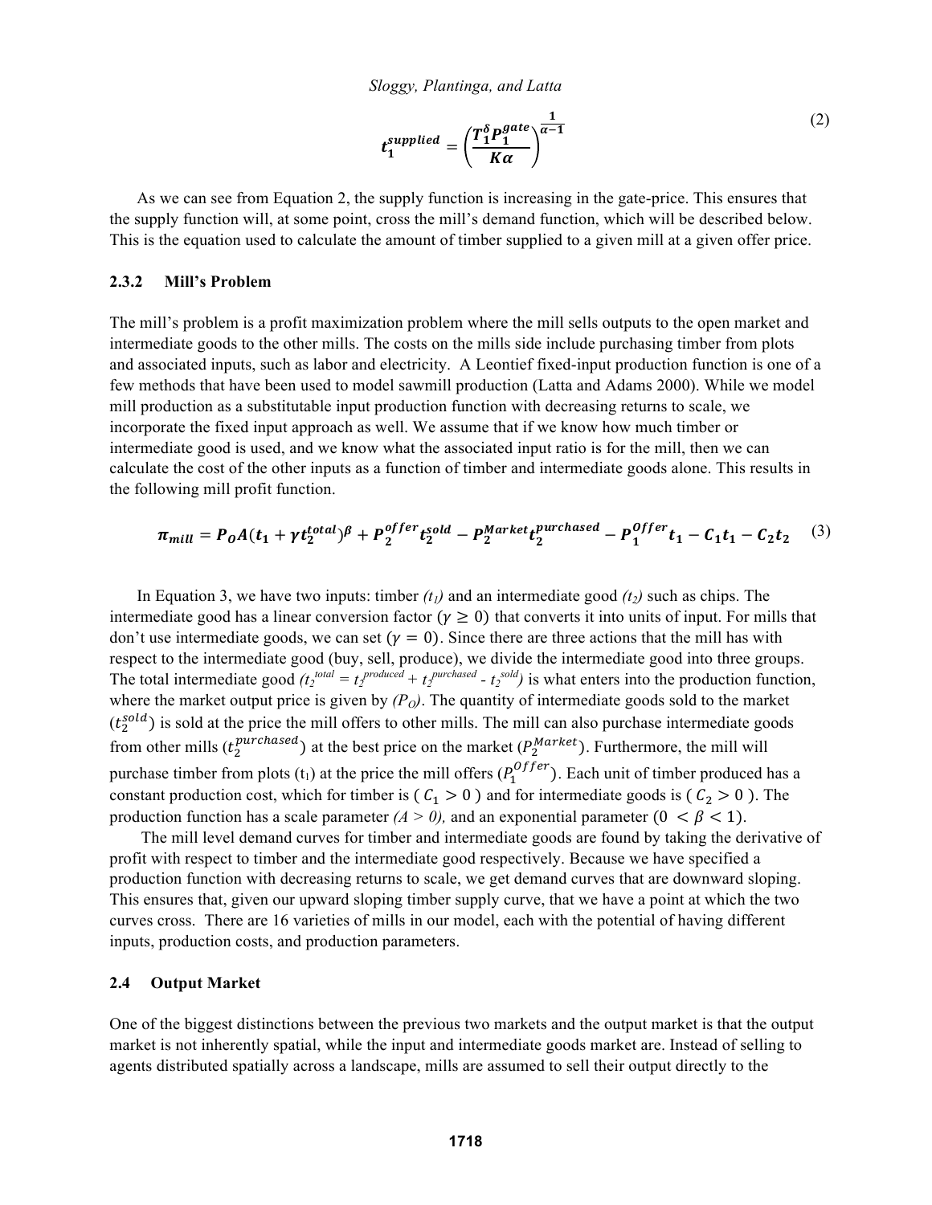$$t_1^{supplied} = \left(\frac{T_1^{\delta} P_1^{gate}}{K\alpha}\right)^{\frac{1}{\alpha-1}} \tag{2}$$

As we can see from Equation 2, the supply function is increasing in the gate-price. This ensures that the supply function will, at some point, cross the mill's demand function, which will be described below. This is the equation used to calculate the amount of timber supplied to a given mill at a given offer price.

### 2.3.2 Mill's Problem

The mill's problem is a profit maximization problem where the mill sells outputs to the open market and intermediate goods to the other mills. The costs on the mills side include purchasing timber from plots and associated inputs, such as labor and electricity. A Leontief fixed-input production function is one of a few methods that have been used to model sawmill production (Latta and Adams 2000). While we model mill production as a substitutable input production function with decreasing returns to scale, we incorporate the fixed input approach as well. We assume that if we know how much timber or intermediate good is used, and we know what the associated input ratio is for the mill, then we can calculate the cost of the other inputs as a function of timber and intermediate goods alone. This results in the following mill profit function.

$$\pi_{mill} = P_O A(t_1 + \gamma t_2^{total})^{\beta} + P_2^{offer} t_2^{sold} - P_2^{Market} t_2^{purchased} - P_1^{Offer} t_1 - C_1 t_1 - C_2 t_2 \tag{3}$$

In Equation 3, we have two inputs: timber *($t_1$)* and an intermediate good *($t_2$)* such as chips. The intermediate good has a linear conversion factor ($\gamma \geq 0$) that converts it into units of input. For mills that don't use intermediate goods, we can set ($\gamma = 0$). Since there are three actions that the mill has with respect to the intermediate good (buy, sell, produce), we divide the intermediate good into three groups. The total intermediate good *($t_2^{total} = t_2^{produced} + t_2^{purchased} - t_2^{sold}$)* is what enters into the production function, where the market output price is given by *($P_O$)*. The quantity of intermediate goods sold to the market ($t_2^{sold}$) is sold at the price the mill offers to other mills. The mill can also purchase intermediate goods from other mills ($t_2^{purchased}$) at the best price on the market ($P_2^{Market}$). Furthermore, the mill will purchase timber from plots ($t_1$) at the price the mill offers ($P_1^{Offer}$). Each unit of timber produced has a constant production cost, which for timber is ( $C_1 > 0$ ) and for intermediate goods is ( $C_2 > 0$ ). The production function has a scale parameter *($A > 0$)*, and an exponential parameter ($0 < \beta < 1$).

The mill level demand curves for timber and intermediate goods are found by taking the derivative of profit with respect to timber and the intermediate good respectively. Because we have specified a production function with decreasing returns to scale, we get demand curves that are downward sloping. This ensures that, given our upward sloping timber supply curve, that we have a point at which the two curves cross. There are 16 varieties of mills in our model, each with the potential of having different inputs, production costs, and production parameters.

## 2.4 Output Market

One of the biggest distinctions between the previous two markets and the output market is that the output market is not inherently spatial, while the input and intermediate goods market are. Instead of selling to agents distributed spatially across a landscape, mills are assumed to sell their output directly to the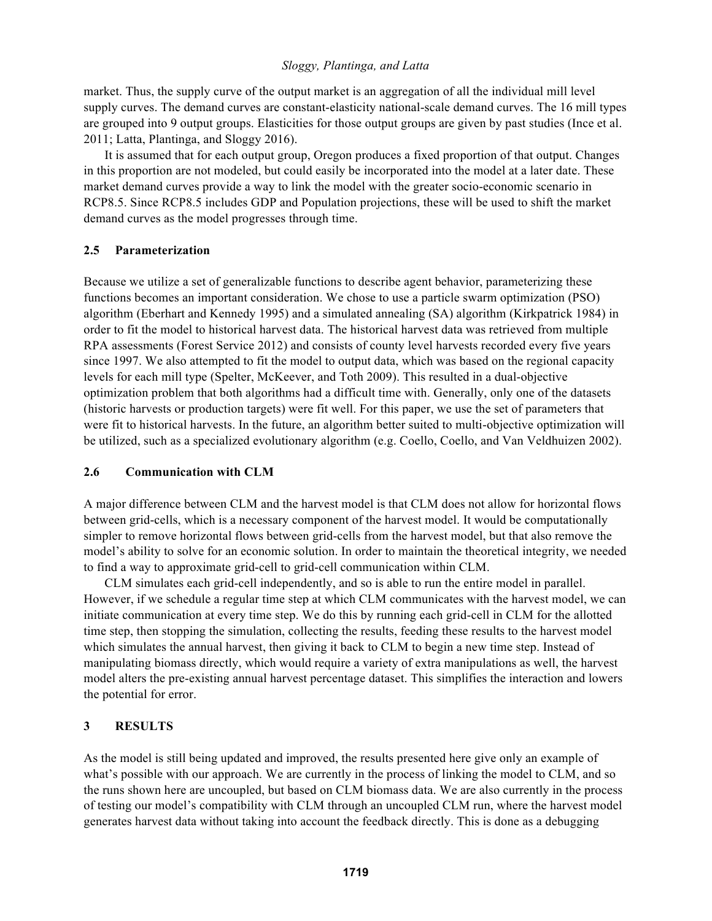market. Thus, the supply curve of the output market is an aggregation of all the individual mill level supply curves. The demand curves are constant-elasticity national-scale demand curves. The 16 mill types are grouped into 9 output groups. Elasticities for those output groups are given by past studies (Ince et al. 2011; Latta, Plantinga, and Sloggy 2016).

It is assumed that for each output group, Oregon produces a fixed proportion of that output. Changes in this proportion are not modeled, but could easily be incorporated into the model at a later date. These market demand curves provide a way to link the model with the greater socio-economic scenario in RCP8.5. Since RCP8.5 includes GDP and Population projections, these will be used to shift the market demand curves as the model progresses through time.

## 2.5 Parameterization

Because we utilize a set of generalizable functions to describe agent behavior, parameterizing these functions becomes an important consideration. We chose to use a particle swarm optimization (PSO) algorithm (Eberhart and Kennedy 1995) and a simulated annealing (SA) algorithm (Kirkpatrick 1984) in order to fit the model to historical harvest data. The historical harvest data was retrieved from multiple RPA assessments (Forest Service 2012) and consists of county level harvests recorded every five years since 1997. We also attempted to fit the model to output data, which was based on the regional capacity levels for each mill type (Spelter, McKeever, and Toth 2009). This resulted in a dual-objective optimization problem that both algorithms had a difficult time with. Generally, only one of the datasets (historic harvests or production targets) were fit well. For this paper, we use the set of parameters that were fit to historical harvests. In the future, an algorithm better suited to multi-objective optimization will be utilized, such as a specialized evolutionary algorithm (e.g. Coello, Coello, and Van Veldhuizen 2002).

## 2.6 Communication with CLM

A major difference between CLM and the harvest model is that CLM does not allow for horizontal flows between grid-cells, which is a necessary component of the harvest model. It would be computationally simpler to remove horizontal flows between grid-cells from the harvest model, but that also remove the model's ability to solve for an economic solution. In order to maintain the theoretical integrity, we needed to find a way to approximate grid-cell to grid-cell communication within CLM.

CLM simulates each grid-cell independently, and so is able to run the entire model in parallel. However, if we schedule a regular time step at which CLM communicates with the harvest model, we can initiate communication at every time step. We do this by running each grid-cell in CLM for the allotted time step, then stopping the simulation, collecting the results, feeding these results to the harvest model which simulates the annual harvest, then giving it back to CLM to begin a new time step. Instead of manipulating biomass directly, which would require a variety of extra manipulations as well, the harvest model alters the pre-existing annual harvest percentage dataset. This simplifies the interaction and lowers the potential for error.

# 3 RESULTS

As the model is still being updated and improved, the results presented here give only an example of what's possible with our approach. We are currently in the process of linking the model to CLM, and so the runs shown here are uncoupled, but based on CLM biomass data. We are also currently in the process of testing our model's compatibility with CLM through an uncoupled CLM run, where the harvest model generates harvest data without taking into account the feedback directly. This is done as a debugging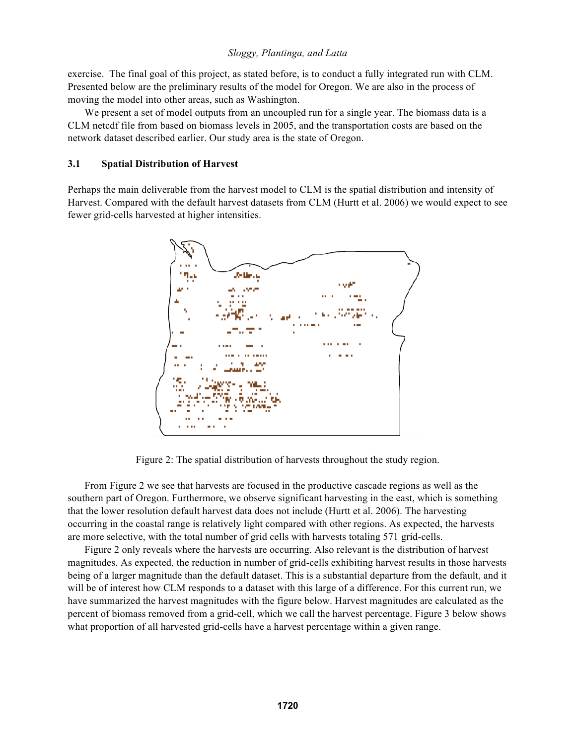exercise. The final goal of this project, as stated before, is to conduct a fully integrated run with CLM. Presented below are the preliminary results of the model for Oregon. We are also in the process of moving the model into other areas, such as Washington.

We present a set of model outputs from an uncoupled run for a single year. The biomass data is a CLM netcdf file from based on biomass levels in 2005, and the transportation costs are based on the network dataset described earlier. Our study area is the state of Oregon.

### 3.1 Spatial Distribution of Harvest

Perhaps the main deliverable from the harvest model to CLM is the spatial distribution and intensity of Harvest. Compared with the default harvest datasets from CLM (Hurtt et al. 2006) we would expect to see fewer grid-cells harvested at higher intensities.

Figure 2: The spatial distribution of harvests throughout the study region.

From Figure 2 we see that harvests are focused in the productive cascade regions as well as the southern part of Oregon. Furthermore, we observe significant harvesting in the east, which is something that the lower resolution default harvest data does not include (Hurtt et al. 2006). The harvesting occurring in the coastal range is relatively light compared with other regions. As expected, the harvests are more selective, with the total number of grid cells with harvests totaling 571 grid-cells.

Figure 2 only reveals where the harvests are occurring. Also relevant is the distribution of harvest magnitudes. As expected, the reduction in number of grid-cells exhibiting harvest results in those harvests being of a larger magnitude than the default dataset. This is a substantial departure from the default, and it will be of interest how CLM responds to a dataset with this large of a difference. For this current run, we have summarized the harvest magnitudes with the figure below. Harvest magnitudes are calculated as the percent of biomass removed from a grid-cell, which we call the harvest percentage. Figure 3 below shows what proportion of all harvested grid-cells have a harvest percentage within a given range.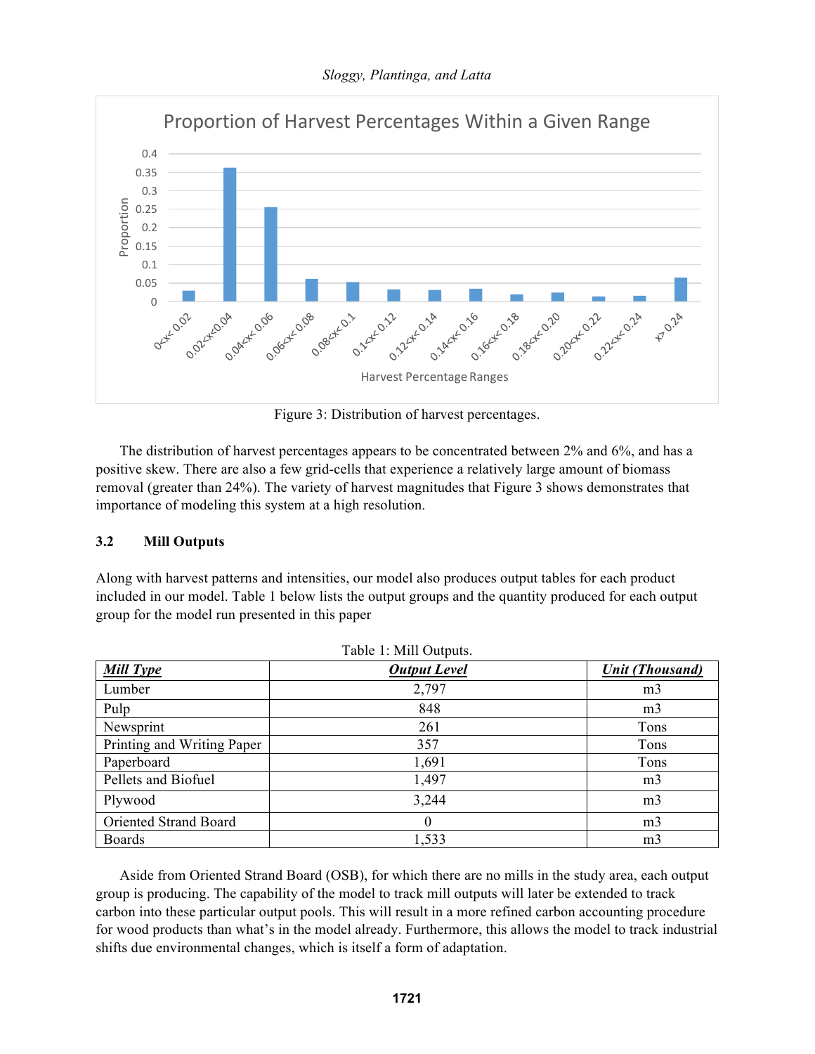Figure 3: Distribution of harvest percentages.

The distribution of harvest percentages appears to be concentrated between 2% and 6%, and has a positive skew. There are also a few grid-cells that experience a relatively large amount of biomass removal (greater than 24%). The variety of harvest magnitudes that Figure 3 shows demonstrates that importance of modeling this system at a high resolution.

### 3.2 Mill Outputs

Along with harvest patterns and intensities, our model also produces output tables for each product included in our model. Table 1 below lists the output groups and the quantity produced for each output group for the model run presented in this paper

Table 1: Mill Outputs.

| ***Mill Type*** | ***Output Level*** | ***Unit (Thousand)*** |
|---|---|---|
| Lumber | 2,797 | m3 |
| Pulp | 848 | m3 |
| Newsprint | 261 | Tons |
| Printing and Writing Paper | 357 | Tons |
| Paperboard | 1,691 | Tons |
| Pellets and Biofuel | 1,497 | m3 |
| Plywood | 3,244 | m3 |
| Oriented Strand Board | 0 | m3 |
| Boards | 1,533 | m3 |

Aside from Oriented Strand Board (OSB), for which there are no mills in the study area, each output group is producing. The capability of the model to track mill outputs will later be extended to track carbon into these particular output pools. This will result in a more refined carbon accounting procedure for wood products than what's in the model already. Furthermore, this allows the model to track industrial shifts due environmental changes, which is itself a form of adaptation.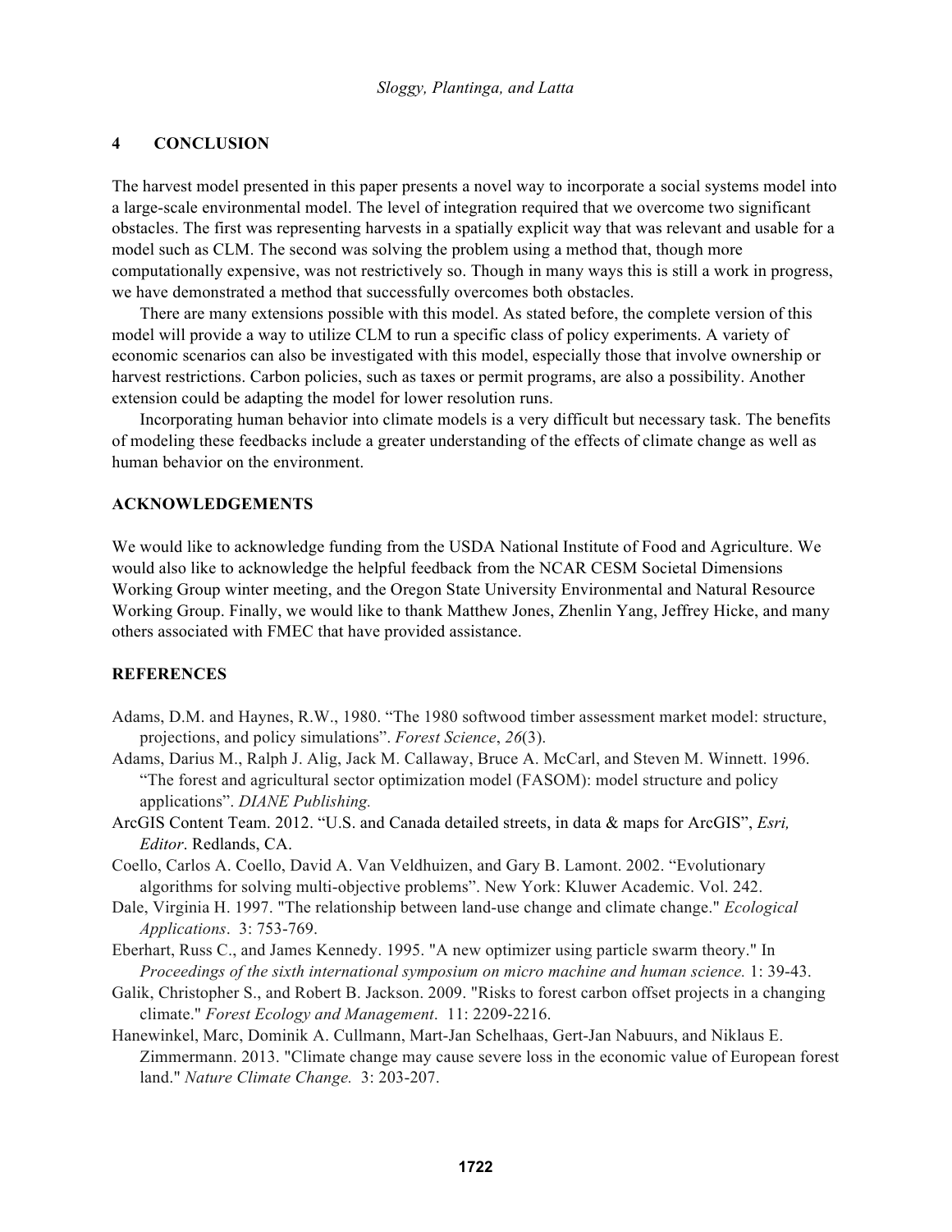## 4 CONCLUSION

The harvest model presented in this paper presents a novel way to incorporate a social systems model into a large-scale environmental model. The level of integration required that we overcome two significant obstacles. The first was representing harvests in a spatially explicit way that was relevant and usable for a model such as CLM. The second was solving the problem using a method that, though more computationally expensive, was not restrictively so. Though in many ways this is still a work in progress, we have demonstrated a method that successfully overcomes both obstacles.

There are many extensions possible with this model. As stated before, the complete version of this model will provide a way to utilize CLM to run a specific class of policy experiments. A variety of economic scenarios can also be investigated with this model, especially those that involve ownership or harvest restrictions. Carbon policies, such as taxes or permit programs, are also a possibility. Another extension could be adapting the model for lower resolution runs.

Incorporating human behavior into climate models is a very difficult but necessary task. The benefits of modeling these feedbacks include a greater understanding of the effects of climate change as well as human behavior on the environment.

## ACKNOWLEDGEMENTS

We would like to acknowledge funding from the USDA National Institute of Food and Agriculture. We would also like to acknowledge the helpful feedback from the NCAR CESM Societal Dimensions Working Group winter meeting, and the Oregon State University Environmental and Natural Resource Working Group. Finally, we would like to thank Matthew Jones, Zhenlin Yang, Jeffrey Hicke, and many others associated with FMEC that have provided assistance.

## REFERENCES

Adams, D.M. and Haynes, R.W., 1980. "The 1980 softwood timber assessment market model: structure, projections, and policy simulations". *Forest Science*, *26*(3).

Adams, Darius M., Ralph J. Alig, Jack M. Callaway, Bruce A. McCarl, and Steven M. Winnett. 1996. "The forest and agricultural sector optimization model (FASOM): model structure and policy applications". *DIANE Publishing.*

ArcGIS Content Team. 2012. "U.S. and Canada detailed streets, in data & maps for ArcGIS", *Esri, Editor*. Redlands, CA.

Coello, Carlos A. Coello, David A. Van Veldhuizen, and Gary B. Lamont. 2002. "Evolutionary algorithms for solving multi-objective problems". New York: Kluwer Academic. Vol. 242.

Dale, Virginia H. 1997. "The relationship between land-use change and climate change." *Ecological Applications*. 3: 753-769.

Eberhart, Russ C., and James Kennedy. 1995. "A new optimizer using particle swarm theory." In *Proceedings of the sixth international symposium on micro machine and human science.* 1: 39-43.

Galik, Christopher S., and Robert B. Jackson. 2009. "Risks to forest carbon offset projects in a changing climate." *Forest Ecology and Management*. 11: 2209-2216.

Hanewinkel, Marc, Dominik A. Cullmann, Mart-Jan Schelhaas, Gert-Jan Nabuurs, and Niklaus E. Zimmermann. 2013. "Climate change may cause severe loss in the economic value of European forest land." *Nature Climate Change.* 3: 203-207.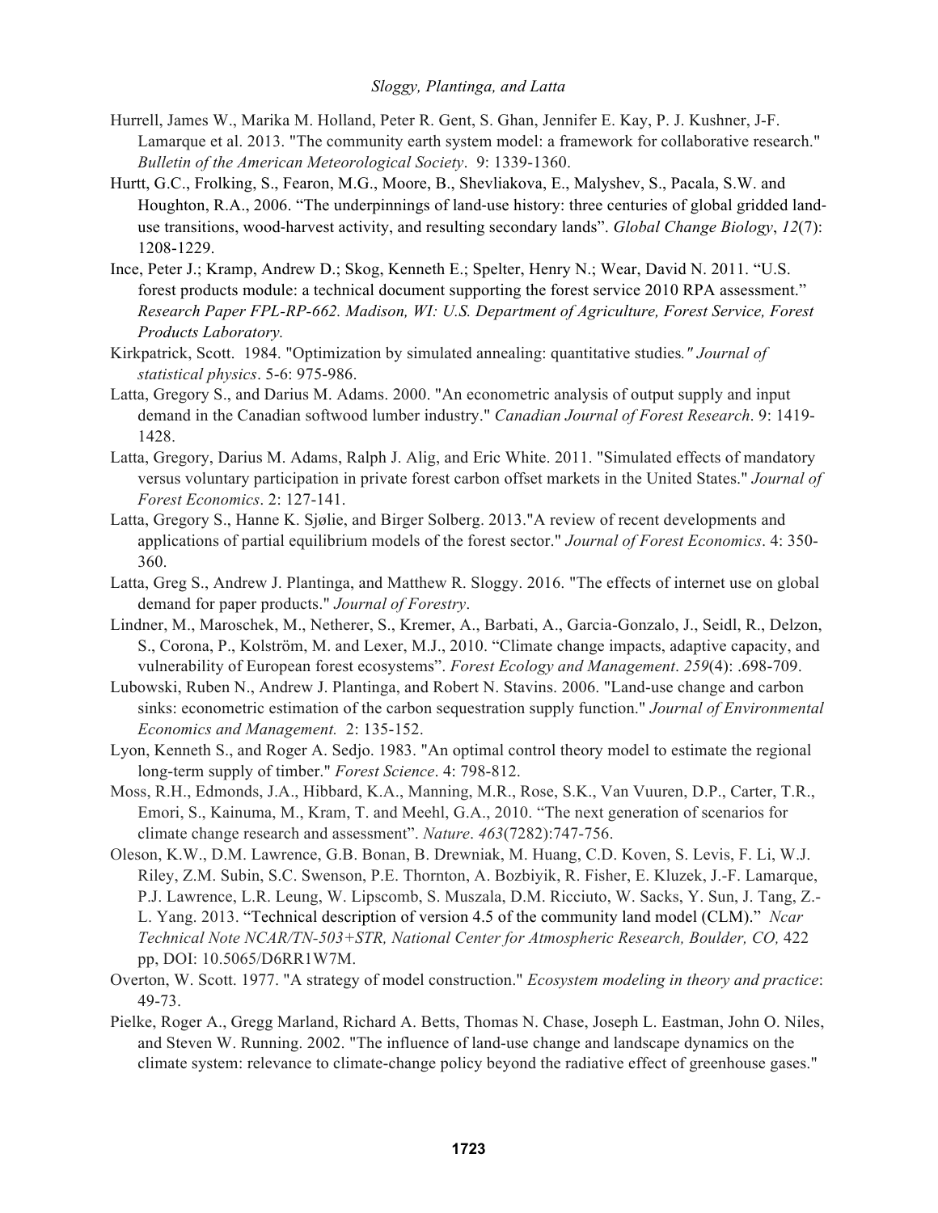Hurrell, James W., Marika M. Holland, Peter R. Gent, S. Ghan, Jennifer E. Kay, P. J. Kushner, J-F. Lamarque et al. 2013. "The community earth system model: a framework for collaborative research." *Bulletin of the American Meteorological Society*. 9: 1339-1360.

Hurtt, G.C., Frolking, S., Fearon, M.G., Moore, B., Shevliakova, E., Malyshev, S., Pacala, S.W. and Houghton, R.A., 2006. "The underpinnings of land-use history: three centuries of global gridded land-use transitions, wood-harvest activity, and resulting secondary lands". *Global Change Biology*, *12*(7): 1208-1229.

Ince, Peter J.; Kramp, Andrew D.; Skog, Kenneth E.; Spelter, Henry N.; Wear, David N. 2011. "U.S. forest products module: a technical document supporting the forest service 2010 RPA assessment." *Research Paper FPL-RP-662. Madison, WI: U.S. Department of Agriculture, Forest Service, Forest Products Laboratory.*

Kirkpatrick, Scott. 1984. "Optimization by simulated annealing: quantitative studies*." Journal of statistical physics*. 5-6: 975-986.

Latta, Gregory S., and Darius M. Adams. 2000. "An econometric analysis of output supply and input demand in the Canadian softwood lumber industry." *Canadian Journal of Forest Research*. 9: 1419-1428.

Latta, Gregory, Darius M. Adams, Ralph J. Alig, and Eric White. 2011. "Simulated effects of mandatory versus voluntary participation in private forest carbon offset markets in the United States." *Journal of Forest Economics*. 2: 127-141.

Latta, Gregory S., Hanne K. Sjølie, and Birger Solberg. 2013."A review of recent developments and applications of partial equilibrium models of the forest sector." *Journal of Forest Economics*. 4: 350-360.

Latta, Greg S., Andrew J. Plantinga, and Matthew R. Sloggy. 2016. "The effects of internet use on global demand for paper products." *Journal of Forestry*.

Lindner, M., Maroschek, M., Netherer, S., Kremer, A., Barbati, A., Garcia-Gonzalo, J., Seidl, R., Delzon, S., Corona, P., Kolström, M. and Lexer, M.J., 2010. "Climate change impacts, adaptive capacity, and vulnerability of European forest ecosystems". *Forest Ecology and Management*. *259*(4): .698-709.

Lubowski, Ruben N., Andrew J. Plantinga, and Robert N. Stavins. 2006. "Land-use change and carbon sinks: econometric estimation of the carbon sequestration supply function." *Journal of Environmental Economics and Management.* 2: 135-152.

Lyon, Kenneth S., and Roger A. Sedjo. 1983. "An optimal control theory model to estimate the regional long-term supply of timber." *Forest Science*. 4: 798-812.

Moss, R.H., Edmonds, J.A., Hibbard, K.A., Manning, M.R., Rose, S.K., Van Vuuren, D.P., Carter, T.R., Emori, S., Kainuma, M., Kram, T. and Meehl, G.A., 2010. "The next generation of scenarios for climate change research and assessment". *Nature*. *463*(7282):747-756.

Oleson, K.W., D.M. Lawrence, G.B. Bonan, B. Drewniak, M. Huang, C.D. Koven, S. Levis, F. Li, W.J. Riley, Z.M. Subin, S.C. Swenson, P.E. Thornton, A. Bozbiyik, R. Fisher, E. Kluzek, J.-F. Lamarque, P.J. Lawrence, L.R. Leung, W. Lipscomb, S. Muszala, D.M. Ricciuto, W. Sacks, Y. Sun, J. Tang, Z.-L. Yang. 2013. "Technical description of version 4.5 of the community land model (CLM)." *Ncar Technical Note NCAR/TN-503+STR, National Center for Atmospheric Research, Boulder, CO,* 422 pp, DOI: 10.5065/D6RR1W7M.

Overton, W. Scott. 1977. "A strategy of model construction." *Ecosystem modeling in theory and practice*: 49-73.

Pielke, Roger A., Gregg Marland, Richard A. Betts, Thomas N. Chase, Joseph L. Eastman, John O. Niles, and Steven W. Running. 2002. "The influence of land-use change and landscape dynamics on the climate system: relevance to climate-change policy beyond the radiative effect of greenhouse gases."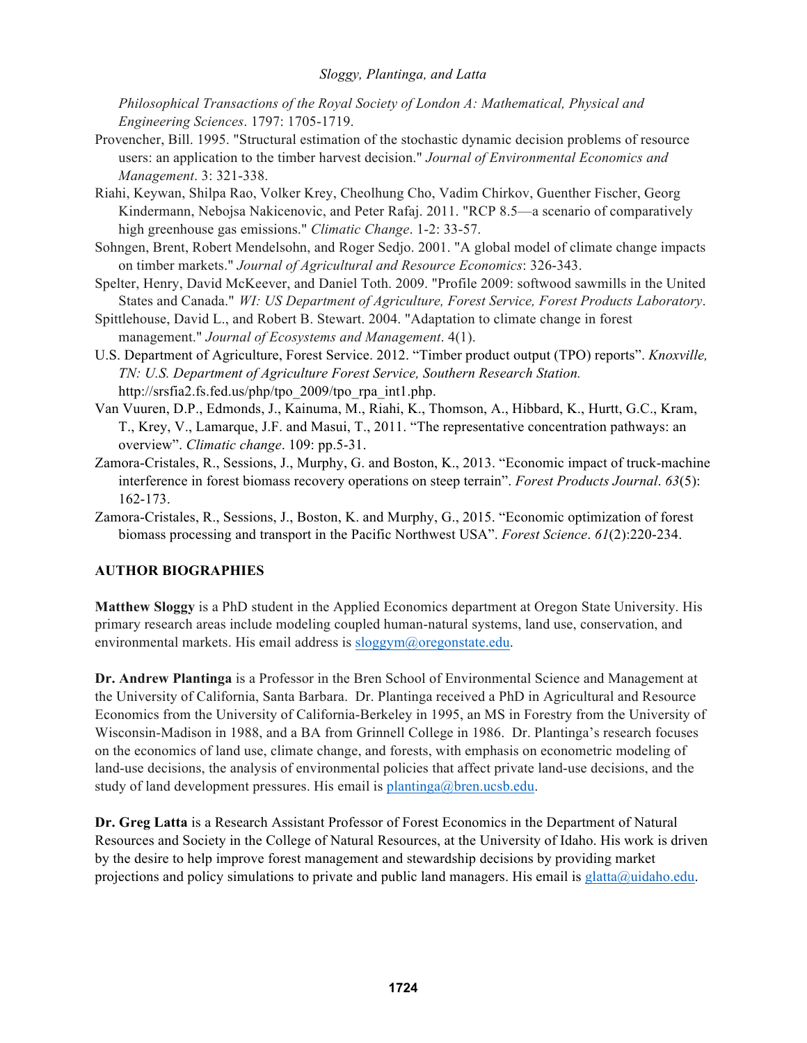*Philosophical Transactions of the Royal Society of London A: Mathematical, Physical and Engineering Sciences*. 1797: 1705-1719.

Provencher, Bill. 1995. "Structural estimation of the stochastic dynamic decision problems of resource users: an application to the timber harvest decision." *Journal of Environmental Economics and Management*. 3: 321-338.

Riahi, Keywan, Shilpa Rao, Volker Krey, Cheolhung Cho, Vadim Chirkov, Guenther Fischer, Georg Kindermann, Nebojsa Nakicenovic, and Peter Rafaj. 2011. "RCP 8.5—a scenario of comparatively high greenhouse gas emissions." *Climatic Change*. 1-2: 33-57.

Sohngen, Brent, Robert Mendelsohn, and Roger Sedjo. 2001. "A global model of climate change impacts on timber markets." *Journal of Agricultural and Resource Economics*: 326-343.

Spelter, Henry, David McKeever, and Daniel Toth. 2009. "Profile 2009: softwood sawmills in the United States and Canada." *WI: US Department of Agriculture, Forest Service, Forest Products Laboratory*.

Spittlehouse, David L., and Robert B. Stewart. 2004. "Adaptation to climate change in forest management." *Journal of Ecosystems and Management*. 4(1).

U.S. Department of Agriculture, Forest Service. 2012. "Timber product output (TPO) reports". *Knoxville, TN: U.S. Department of Agriculture Forest Service, Southern Research Station.* http://srsfia2.fs.fed.us/php/tpo_2009/tpo_rpa_int1.php.

Van Vuuren, D.P., Edmonds, J., Kainuma, M., Riahi, K., Thomson, A., Hibbard, K., Hurtt, G.C., Kram, T., Krey, V., Lamarque, J.F. and Masui, T., 2011. "The representative concentration pathways: an overview". *Climatic change*. 109: pp.5-31.

Zamora-Cristales, R., Sessions, J., Murphy, G. and Boston, K., 2013. "Economic impact of truck-machine interference in forest biomass recovery operations on steep terrain". *Forest Products Journal*. *63*(5): 162-173.

Zamora-Cristales, R., Sessions, J., Boston, K. and Murphy, G., 2015. "Economic optimization of forest biomass processing and transport in the Pacific Northwest USA". *Forest Science*. *61*(2):220-234.

## AUTHOR BIOGRAPHIES

**Matthew Sloggy** is a PhD student in the Applied Economics department at Oregon State University. His primary research areas include modeling coupled human-natural systems, land use, conservation, and environmental markets. His email address is sloggym@oregonstate.edu.

**Dr. Andrew Plantinga** is a Professor in the Bren School of Environmental Science and Management at the University of California, Santa Barbara. Dr. Plantinga received a PhD in Agricultural and Resource Economics from the University of California-Berkeley in 1995, an MS in Forestry from the University of Wisconsin-Madison in 1988, and a BA from Grinnell College in 1986. Dr. Plantinga's research focuses on the economics of land use, climate change, and forests, with emphasis on econometric modeling of land-use decisions, the analysis of environmental policies that affect private land-use decisions, and the study of land development pressures. His email is plantinga@bren.ucsb.edu.

**Dr. Greg Latta** is a Research Assistant Professor of Forest Economics in the Department of Natural Resources and Society in the College of Natural Resources, at the University of Idaho. His work is driven by the desire to help improve forest management and stewardship decisions by providing market projections and policy simulations to private and public land managers. His email is glatta@uidaho.edu.